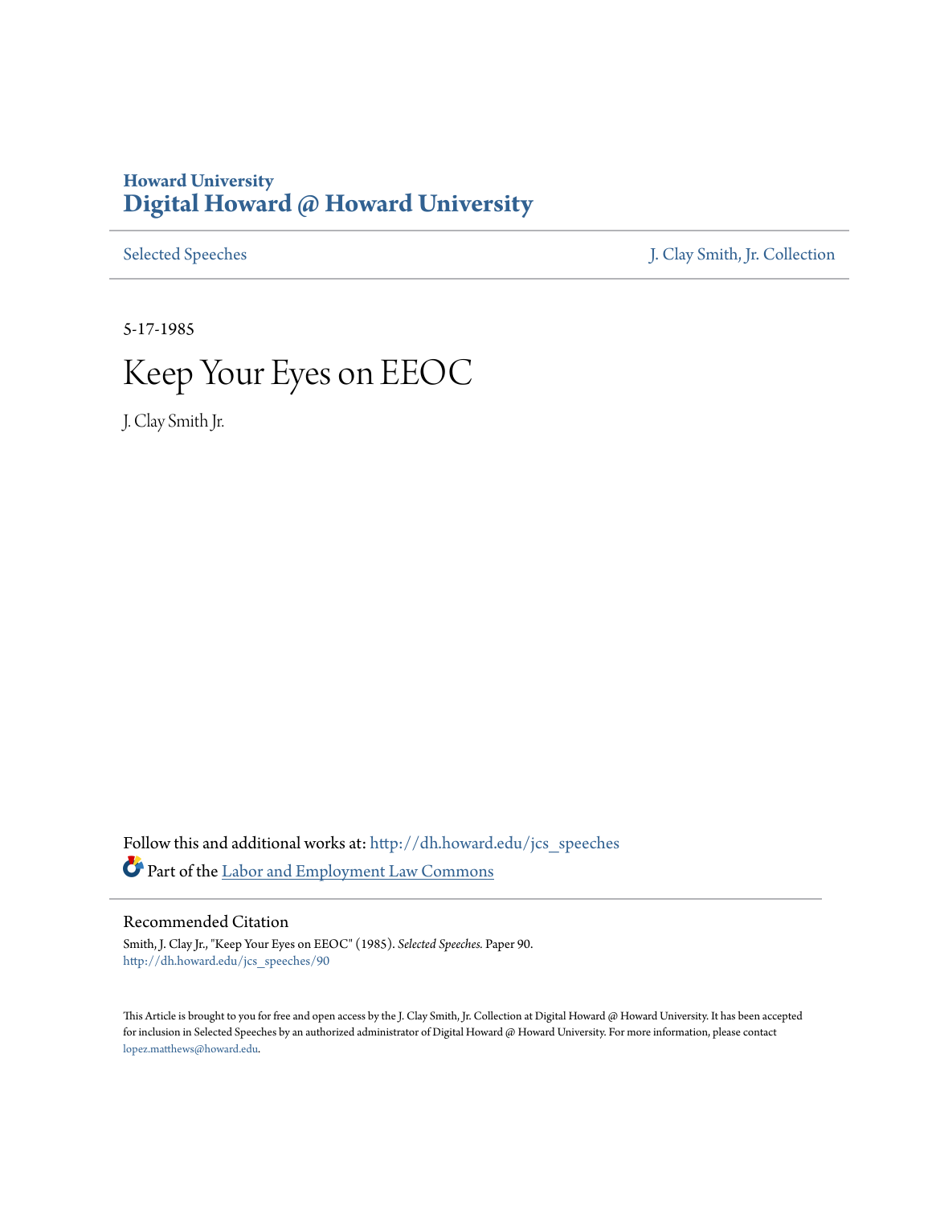Howard University
# Digital Howard @ Howard University

Selected Speeches | J. Clay Smith, Jr. Collection

5-17-1985

# Keep Your Eyes on EEOC

J. Clay Smith Jr.

Follow this and additional works at: http://dh.howard.edu/jcs_speeches

Part of the Labor and Employment Law Commons

## Recommended Citation

Smith, J. Clay Jr., "Keep Your Eyes on EEOC" (1985). *Selected Speeches.* Paper 90.
http://dh.howard.edu/jcs_speeches/90

This Article is brought to you for free and open access by the J. Clay Smith, Jr. Collection at Digital Howard @ Howard University. It has been accepted for inclusion in Selected Speeches by an authorized administrator of Digital Howard @ Howard University. For more information, please contact lopez.matthews@howard.edu.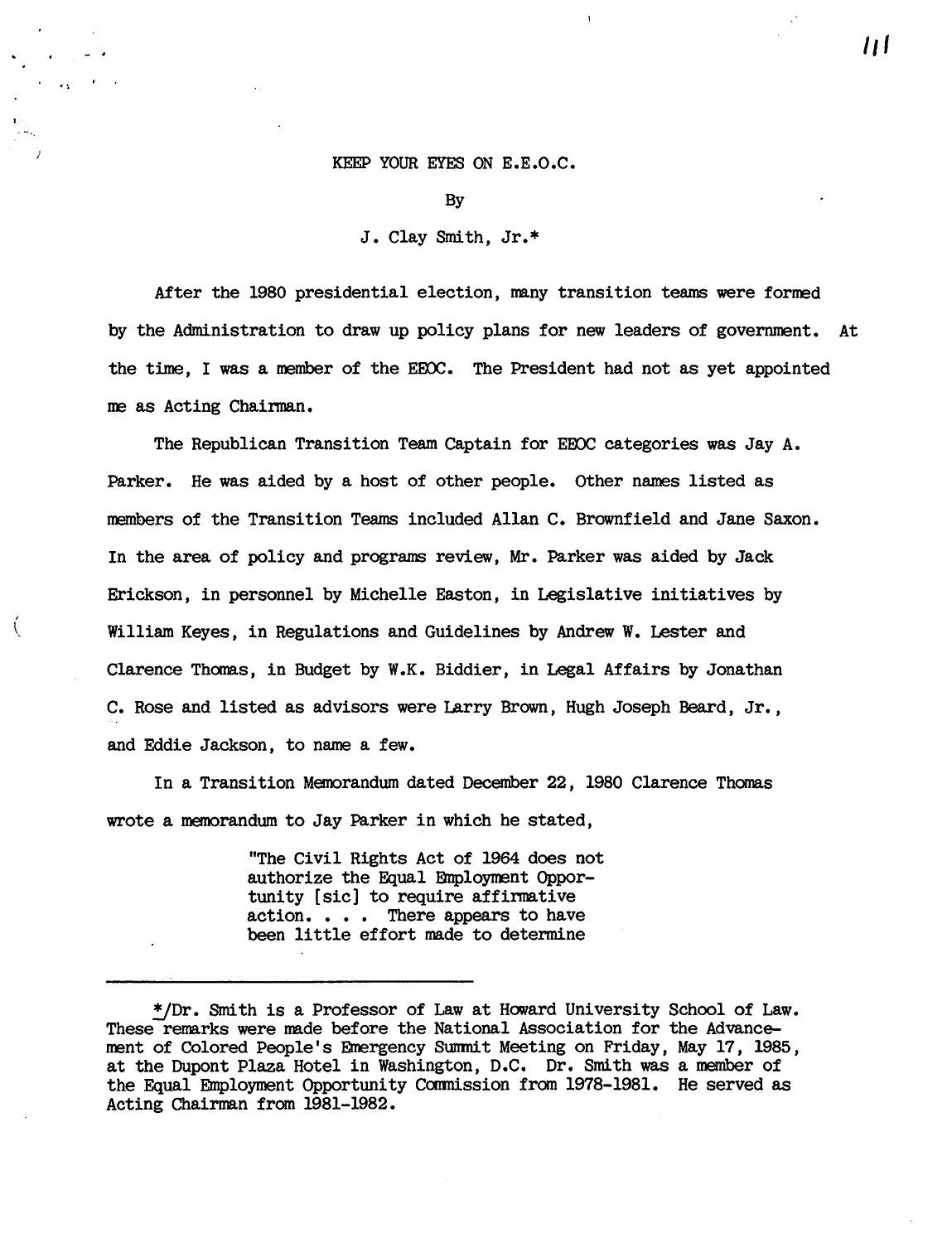KEEP YOUR EYES ON E.E.O.C.

By

J. Clay Smith, Jr.*

After the 1980 presidential election, many transition teams were formed by the Administration to draw up policy plans for new leaders of government. At the time, I was a member of the EEOC. The President had not as yet appointed me as Acting Chairman.

The Republican Transition Team Captain for EEOC categories was Jay A. Parker. He was aided by a host of other people. Other names listed as members of the Transition Teams included Allan C. Brownfield and Jane Saxon. In the area of policy and programs review, Mr. Parker was aided by Jack Erickson, in personnel by Michelle Easton, in Legislative initiatives by William Keyes, in Regulations and Guidelines by Andrew W. Lester and Clarence Thomas, in Budget by W.K. Biddier, in Legal Affairs by Jonathan C. Rose and listed as advisors were Larry Brown, Hugh Joseph Beard, Jr., and Eddie Jackson, to name a few.

In a Transition Memorandum dated December 22, 1980 Clarence Thomas wrote a memorandum to Jay Parker in which he stated,

> "The Civil Rights Act of 1964 does not authorize the Equal Employment Opportunity [sic] to require affirmative action. . . . There appears to have been little effort made to determine

---

*/Dr. Smith is a Professor of Law at Howard University School of Law. These remarks were made before the National Association for the Advancement of Colored People's Emergency Summit Meeting on Friday, May 17, 1985, at the Dupont Plaza Hotel in Washington, D.C. Dr. Smith was a member of the Equal Employment Opportunity Commission from 1978-1981. He served as Acting Chairman from 1981-1982.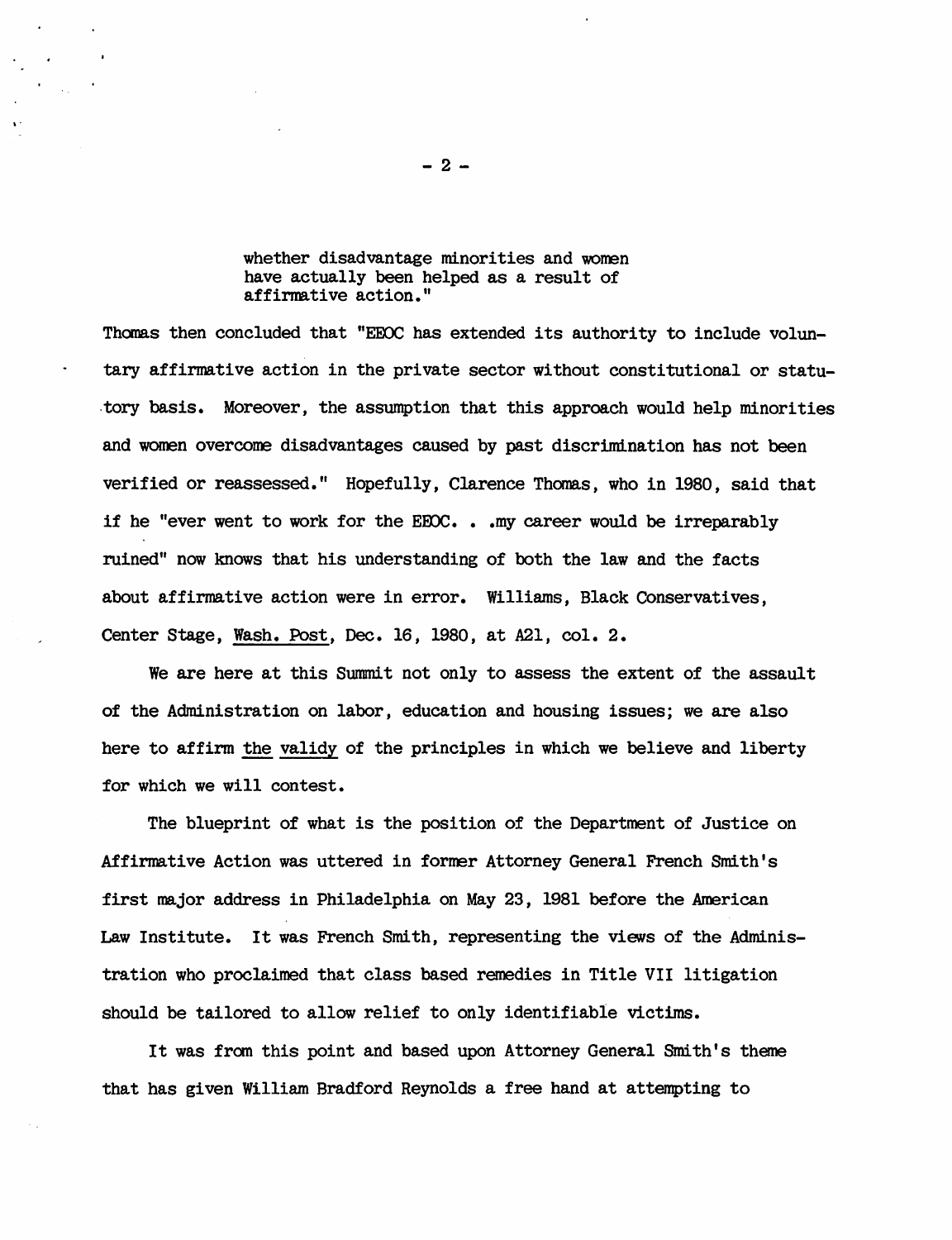> whether disadvantage minorities and women have actually been helped as a result of affirmative action."

Thomas then concluded that "EEOC has extended its authority to include voluntary affirmative action in the private sector without constitutional or statutory basis. Moreover, the assumption that this approach would help minorities and women overcome disadvantages caused by past discrimination has not been verified or reassessed." Hopefully, Clarence Thomas, who in 1980, said that if he "ever went to work for the EEOC. . .my career would be irreparably ruined" now knows that his understanding of both the law and the facts about affirmative action were in error. Williams, Black Conservatives, Center Stage, Wash. Post, Dec. 16, 1980, at A21, col. 2.

We are here at this Summit not only to assess the extent of the assault of the Administration on labor, education and housing issues; we are also here to affirm the validy of the principles in which we believe and liberty for which we will contest.

The blueprint of what is the position of the Department of Justice on Affirmative Action was uttered in former Attorney General French Smith's first major address in Philadelphia on May 23, 1981 before the American Law Institute. It was French Smith, representing the views of the Administration who proclaimed that class based remedies in Title VII litigation should be tailored to allow relief to only identifiable victims.

It was from this point and based upon Attorney General Smith's theme that has given William Bradford Reynolds a free hand at attempting to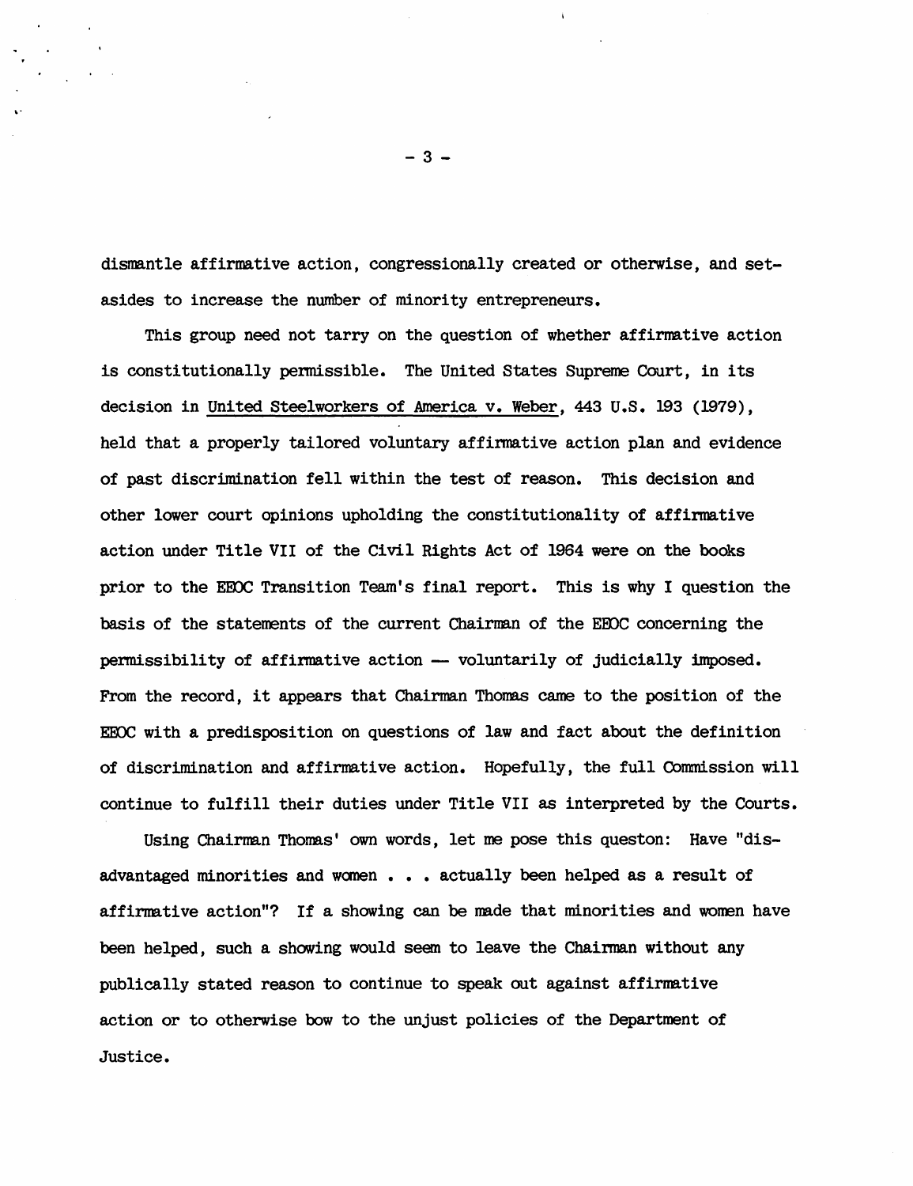dismantle affirmative action, congressionally created or otherwise, and set-asides to increase the number of minority entrepreneurs.

This group need not tarry on the question of whether affirmative action is constitutionally permissible. The United States Supreme Court, in its decision in United Steelworkers of America v. Weber, 443 U.S. 193 (1979), held that a properly tailored voluntary affirmative action plan and evidence of past discrimination fell within the test of reason. This decision and other lower court opinions upholding the constitutionality of affirmative action under Title VII of the Civil Rights Act of 1964 were on the books prior to the EEOC Transition Team's final report. This is why I question the basis of the statements of the current Chairman of the EEOC concerning the permissibility of affirmative action — voluntarily of judicially imposed. From the record, it appears that Chairman Thomas came to the position of the EEOC with a predisposition on questions of law and fact about the definition of discrimination and affirmative action. Hopefully, the full Commission will continue to fulfill their duties under Title VII as interpreted by the Courts.

Using Chairman Thomas' own words, let me pose this queston: Have "disadvantaged minorities and women . . . actually been helped as a result of affirmative action"? If a showing can be made that minorities and women have been helped, such a showing would seem to leave the Chairman without any publically stated reason to continue to speak out against affirmative action or to otherwise bow to the unjust policies of the Department of Justice.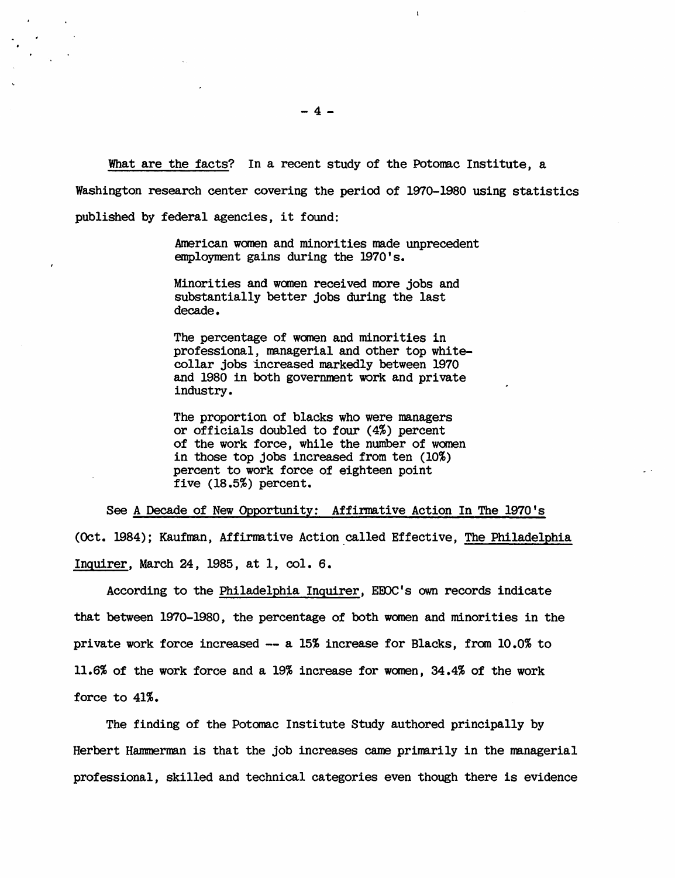What are the facts? In a recent study of the Potomac Institute, a Washington research center covering the period of 1970-1980 using statistics published by federal agencies, it found:

> American women and minorities made unprecedent employment gains during the 1970's.
>
> Minorities and women received more jobs and substantially better jobs during the last decade.
>
> The percentage of women and minorities in professional, managerial and other top white-collar jobs increased markedly between 1970 and 1980 in both government work and private industry.
>
> The proportion of blacks who were managers or officials doubled to four (4%) percent of the work force, while the number of women in those top jobs increased from ten (10%) percent to work force of eighteen point five (18.5%) percent.

See A Decade of New Opportunity: Affirmative Action In The 1970's (Oct. 1984); Kaufman, Affirmative Action called Effective, The Philadelphia Inquirer, March 24, 1985, at 1, col. 6.

According to the Philadelphia Inquirer, EEOC's own records indicate that between 1970-1980, the percentage of both women and minorities in the private work force increased -- a 15% increase for Blacks, from 10.0% to 11.6% of the work force and a 19% increase for women, 34.4% of the work force to 41%.

The finding of the Potomac Institute Study authored principally by Herbert Hammerman is that the job increases came primarily in the managerial professional, skilled and technical categories even though there is evidence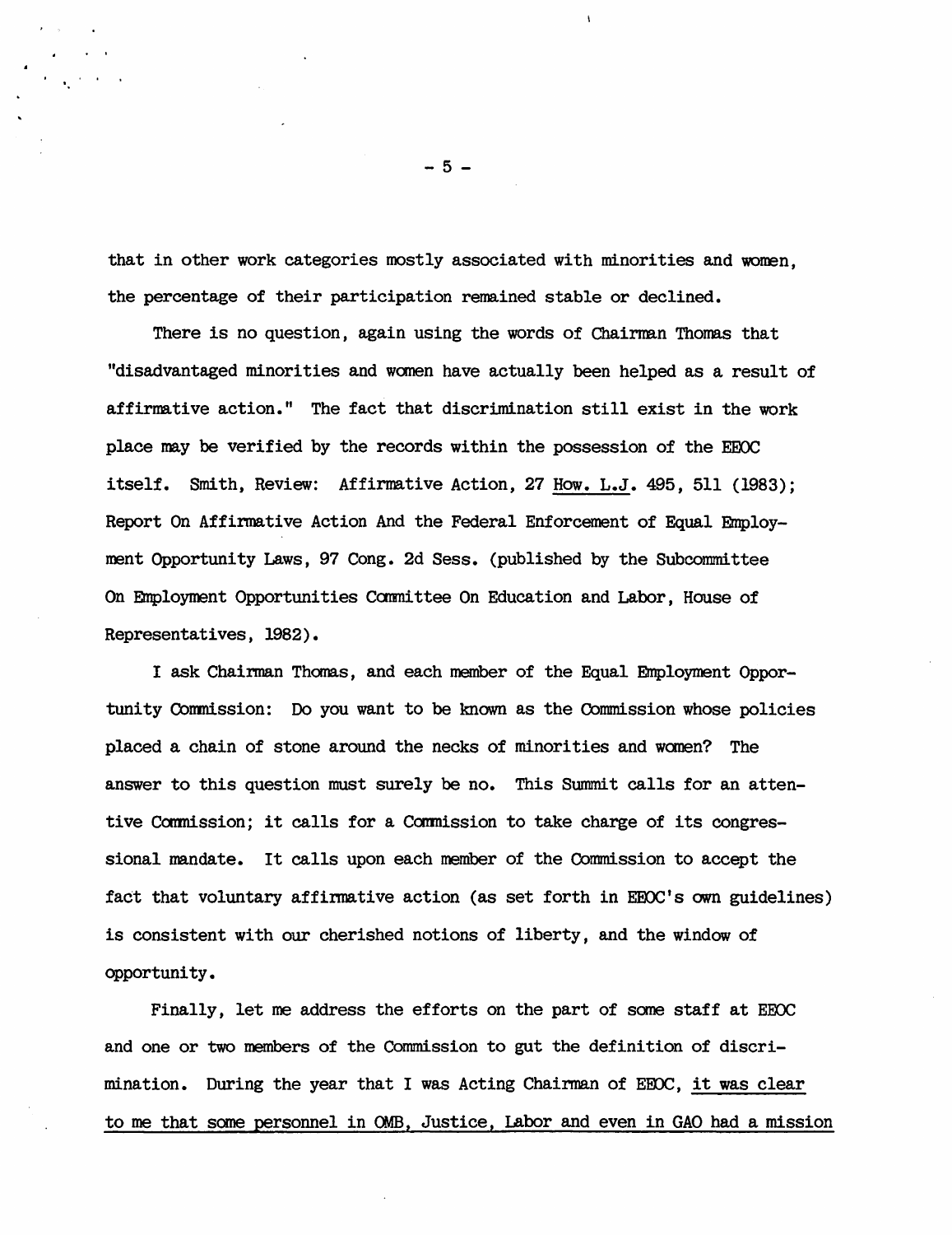that in other work categories mostly associated with minorities and women, the percentage of their participation remained stable or declined.

There is no question, again using the words of Chairman Thomas that "disadvantaged minorities and women have actually been helped as a result of affirmative action." The fact that discrimination still exist in the work place may be verified by the records within the possession of the EEOC itself. Smith, Review: Affirmative Action, 27 How. L.J. 495, 511 (1983); Report On Affirmative Action And the Federal Enforcement of Equal Employment Opportunity Laws, 97 Cong. 2d Sess. (published by the Subcommittee On Employment Opportunities Committee On Education and Labor, House of Representatives, 1982).

I ask Chairman Thomas, and each member of the Equal Employment Opportunity Commission: Do you want to be known as the Commission whose policies placed a chain of stone around the necks of minorities and women? The answer to this question must surely be no. This Summit calls for an attentive Commission; it calls for a Commission to take charge of its congressional mandate. It calls upon each member of the Commission to accept the fact that voluntary affirmative action (as set forth in EEOC's own guidelines) is consistent with our cherished notions of liberty, and the window of opportunity.

Finally, let me address the efforts on the part of some staff at EEOC and one or two members of the Commission to gut the definition of discrimination. During the year that I was Acting Chairman of EEOC, <u>it was clear to me that some personnel in OMB, Justice, Labor and even in GAO had a mission</u>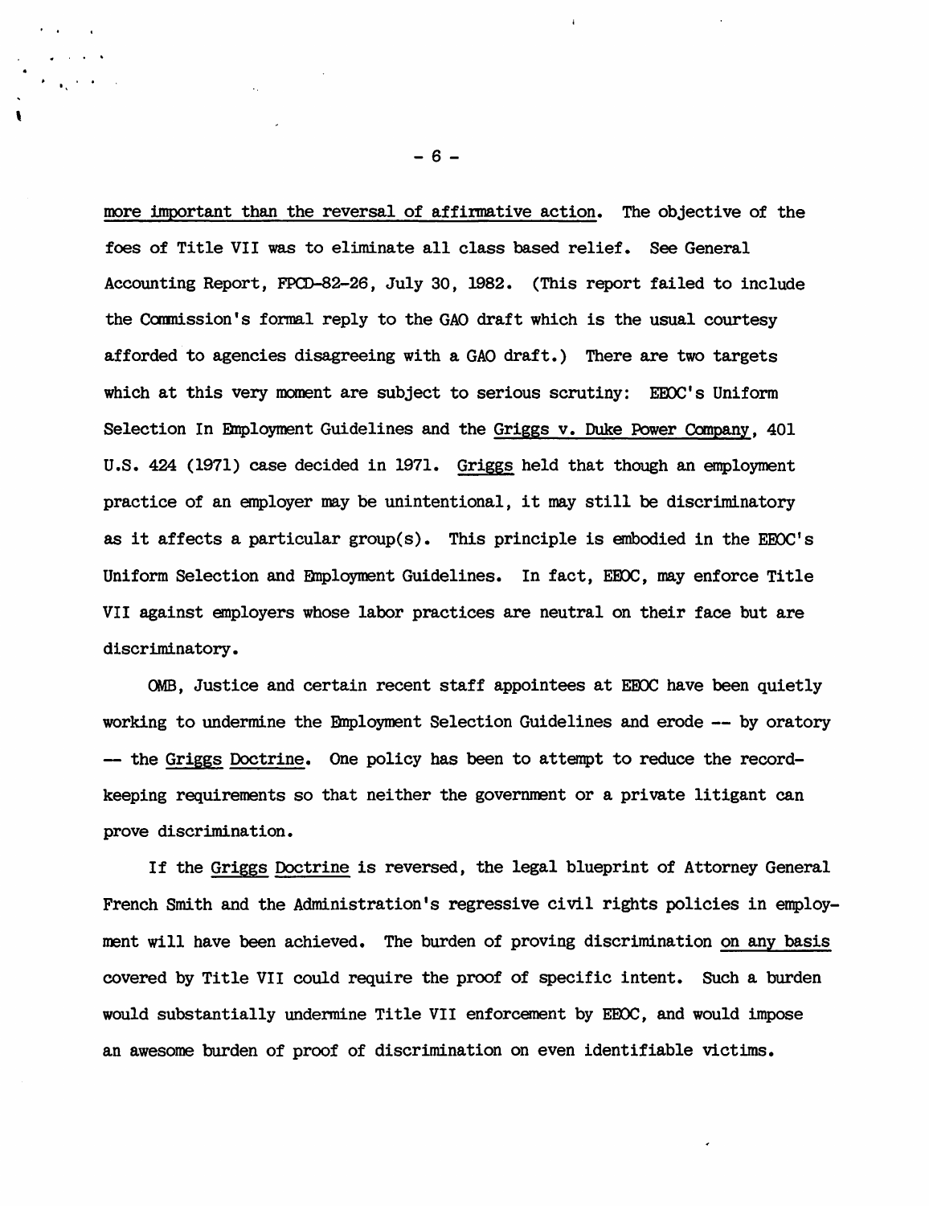more important than the reversal of affirmative action. The objective of the foes of Title VII was to eliminate all class based relief. See General Accounting Report, FPCD-82-26, July 30, 1982. (This report failed to include the Commission's formal reply to the GAO draft which is the usual courtesy afforded to agencies disagreeing with a GAO draft.) There are two targets which at this very moment are subject to serious scrutiny: EEOC's Uniform Selection In Employment Guidelines and the Griggs v. Duke Power Company, 401 U.S. 424 (1971) case decided in 1971. Griggs held that though an employment practice of an employer may be unintentional, it may still be discriminatory as it affects a particular group(s). This principle is embodied in the EEOC's Uniform Selection and Employment Guidelines. In fact, EEOC, may enforce Title VII against employers whose labor practices are neutral on their face but are discriminatory.

OMB, Justice and certain recent staff appointees at EEOC have been quietly working to undermine the Employment Selection Guidelines and erode -- by oratory -- the Griggs Doctrine. One policy has been to attempt to reduce the record-keeping requirements so that neither the government or a private litigant can prove discrimination.

If the Griggs Doctrine is reversed, the legal blueprint of Attorney General French Smith and the Administration's regressive civil rights policies in employment will have been achieved. The burden of proving discrimination on any basis covered by Title VII could require the proof of specific intent. Such a burden would substantially undermine Title VII enforcement by EEOC, and would impose an awesome burden of proof of discrimination on even identifiable victims.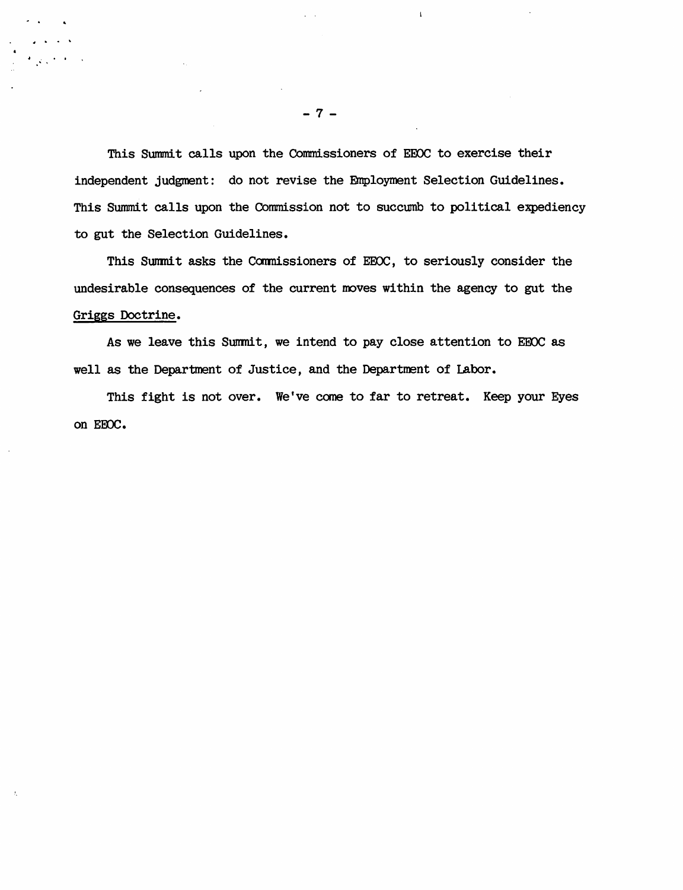This Summit calls upon the Commissioners of EEOC to exercise their independent judgment: do not revise the Employment Selection Guidelines. This Summit calls upon the Commission not to succumb to political expediency to gut the Selection Guidelines.

This Summit asks the Commissioners of EEOC, to seriously consider the undesirable consequences of the current moves within the agency to gut the <u>Griggs Doctrine</u>.

As we leave this Summit, we intend to pay close attention to EEOC as well as the Department of Justice, and the Department of Labor.

This fight is not over. We've come to far to retreat. Keep your Eyes on EEOC.